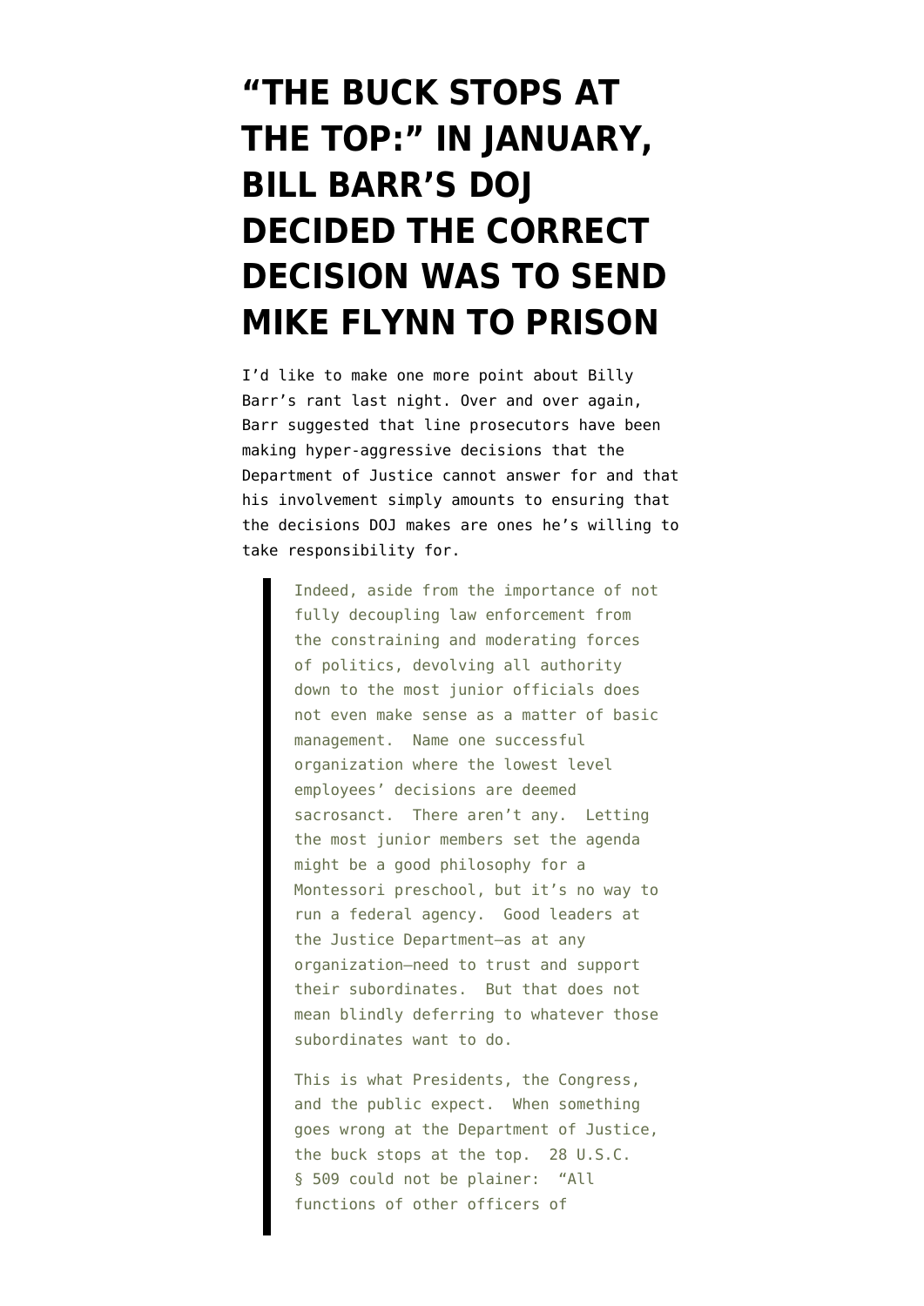# "THE BUCK STOPS AT THE TOP:" IN JANUARY, BILL BARR'S DOJ DECIDED THE CORRECT DECISION WAS TO SEND MIKE FLYNN TO PRISON

I'd like to make one more point about Billy Barr's rant last night. Over and over again, Barr suggested that line prosecutors have been making hyper-aggressive decisions that the Department of Justice cannot answer for and that his involvement simply amounts to ensuring that the decisions DOJ makes are ones he's willing to take responsibility for.

> Indeed, aside from the importance of not fully decoupling law enforcement from the constraining and moderating forces of politics, devolving all authority down to the most junior officials does not even make sense as a matter of basic management. Name one successful organization where the lowest level employees' decisions are deemed sacrosanct. There aren't any. Letting the most junior members set the agenda might be a good philosophy for a Montessori preschool, but it's no way to run a federal agency. Good leaders at the Justice Department—as at any organization—need to trust and support their subordinates. But that does not mean blindly deferring to whatever those subordinates want to do.
>
> This is what Presidents, the Congress, and the public expect. When something goes wrong at the Department of Justice, the buck stops at the top. 28 U.S.C. § 509 could not be plainer: "All functions of other officers of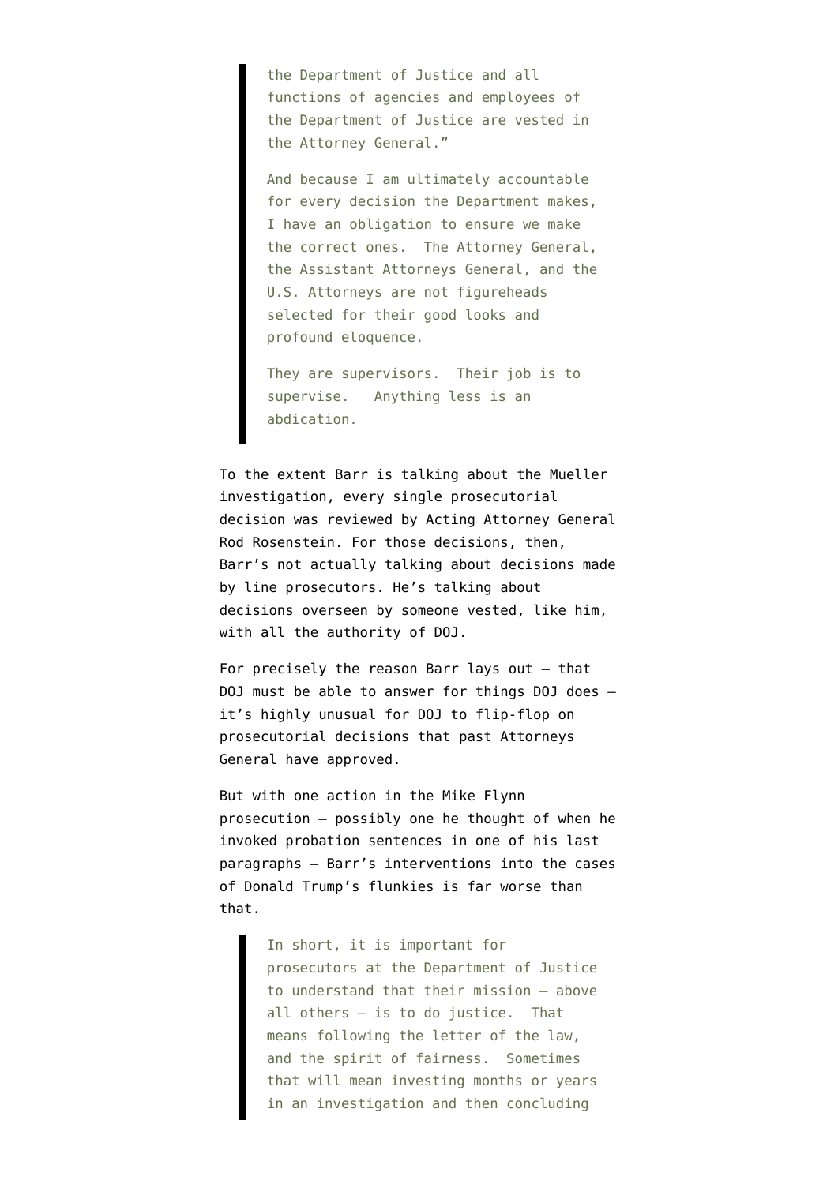> the Department of Justice and all functions of agencies and employees of the Department of Justice are vested in the Attorney General."
>
> And because I am ultimately accountable for every decision the Department makes, I have an obligation to ensure we make the correct ones. The Attorney General, the Assistant Attorneys General, and the U.S. Attorneys are not figureheads selected for their good looks and profound eloquence.
>
> They are supervisors. Their job is to supervise. Anything less is an abdication.

To the extent Barr is talking about the Mueller investigation, every single prosecutorial decision was reviewed by Acting Attorney General Rod Rosenstein. For those decisions, then, Barr's not actually talking about decisions made by line prosecutors. He's talking about decisions overseen by someone vested, like him, with all the authority of DOJ.

For precisely the reason Barr lays out — that DOJ must be able to answer for things DOJ does — it's highly unusual for DOJ to flip-flop on prosecutorial decisions that past Attorneys General have approved.

But with one action in the Mike Flynn prosecution — possibly one he thought of when he invoked probation sentences in one of his last paragraphs — Barr's interventions into the cases of Donald Trump's flunkies is far worse than that.

> In short, it is important for prosecutors at the Department of Justice to understand that their mission — above all others — is to do justice. That means following the letter of the law, and the spirit of fairness. Sometimes that will mean investing months or years in an investigation and then concluding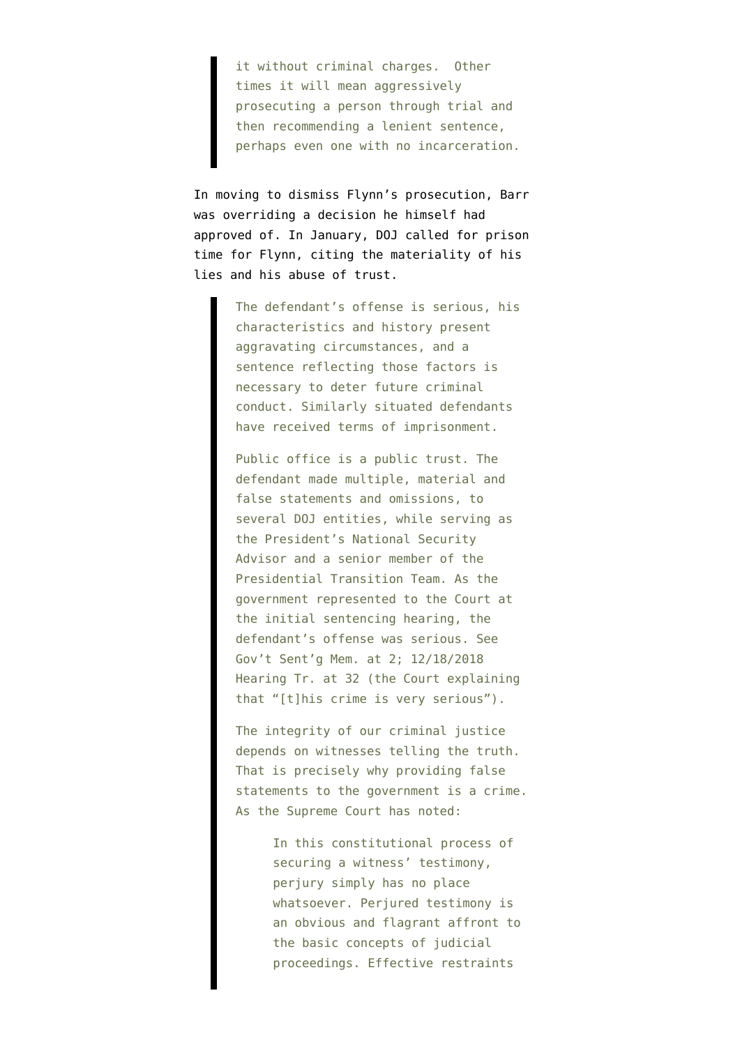> it without criminal charges. Other times it will mean aggressively prosecuting a person through trial and then recommending a lenient sentence, perhaps even one with no incarceration.

In moving to dismiss Flynn's prosecution, Barr was overriding a decision he himself had approved of. In January, DOJ called for prison time for Flynn, citing the materiality of his lies and his abuse of trust.

> The defendant's offense is serious, his characteristics and history present aggravating circumstances, and a sentence reflecting those factors is necessary to deter future criminal conduct. Similarly situated defendants have received terms of imprisonment.
>
> Public office is a public trust. The defendant made multiple, material and false statements and omissions, to several DOJ entities, while serving as the President's National Security Advisor and a senior member of the Presidential Transition Team. As the government represented to the Court at the initial sentencing hearing, the defendant's offense was serious. See Gov't Sent'g Mem. at 2; 12/18/2018 Hearing Tr. at 32 (the Court explaining that "[t]his crime is very serious").
>
> The integrity of our criminal justice depends on witnesses telling the truth. That is precisely why providing false statements to the government is a crime. As the Supreme Court has noted:
>
> > In this constitutional process of securing a witness' testimony, perjury simply has no place whatsoever. Perjured testimony is an obvious and flagrant affront to the basic concepts of judicial proceedings. Effective restraints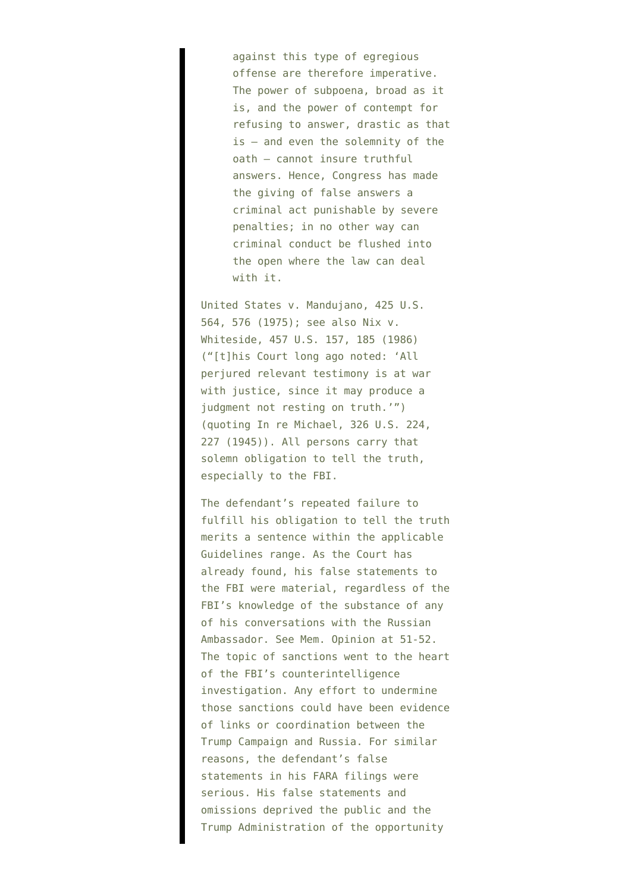> against this type of egregious offense are therefore imperative. The power of subpoena, broad as it is, and the power of contempt for refusing to answer, drastic as that is — and even the solemnity of the oath — cannot insure truthful answers. Hence, Congress has made the giving of false answers a criminal act punishable by severe penalties; in no other way can criminal conduct be flushed into the open where the law can deal with it.

United States v. Mandujano, 425 U.S. 564, 576 (1975); see also Nix v. Whiteside, 457 U.S. 157, 185 (1986) ("[t]his Court long ago noted: 'All perjured relevant testimony is at war with justice, since it may produce a judgment not resting on truth.'") (quoting In re Michael, 326 U.S. 224, 227 (1945)). All persons carry that solemn obligation to tell the truth, especially to the FBI.

The defendant's repeated failure to fulfill his obligation to tell the truth merits a sentence within the applicable Guidelines range. As the Court has already found, his false statements to the FBI were material, regardless of the FBI's knowledge of the substance of any of his conversations with the Russian Ambassador. See Mem. Opinion at 51-52. The topic of sanctions went to the heart of the FBI's counterintelligence investigation. Any effort to undermine those sanctions could have been evidence of links or coordination between the Trump Campaign and Russia. For similar reasons, the defendant's false statements in his FARA filings were serious. His false statements and omissions deprived the public and the Trump Administration of the opportunity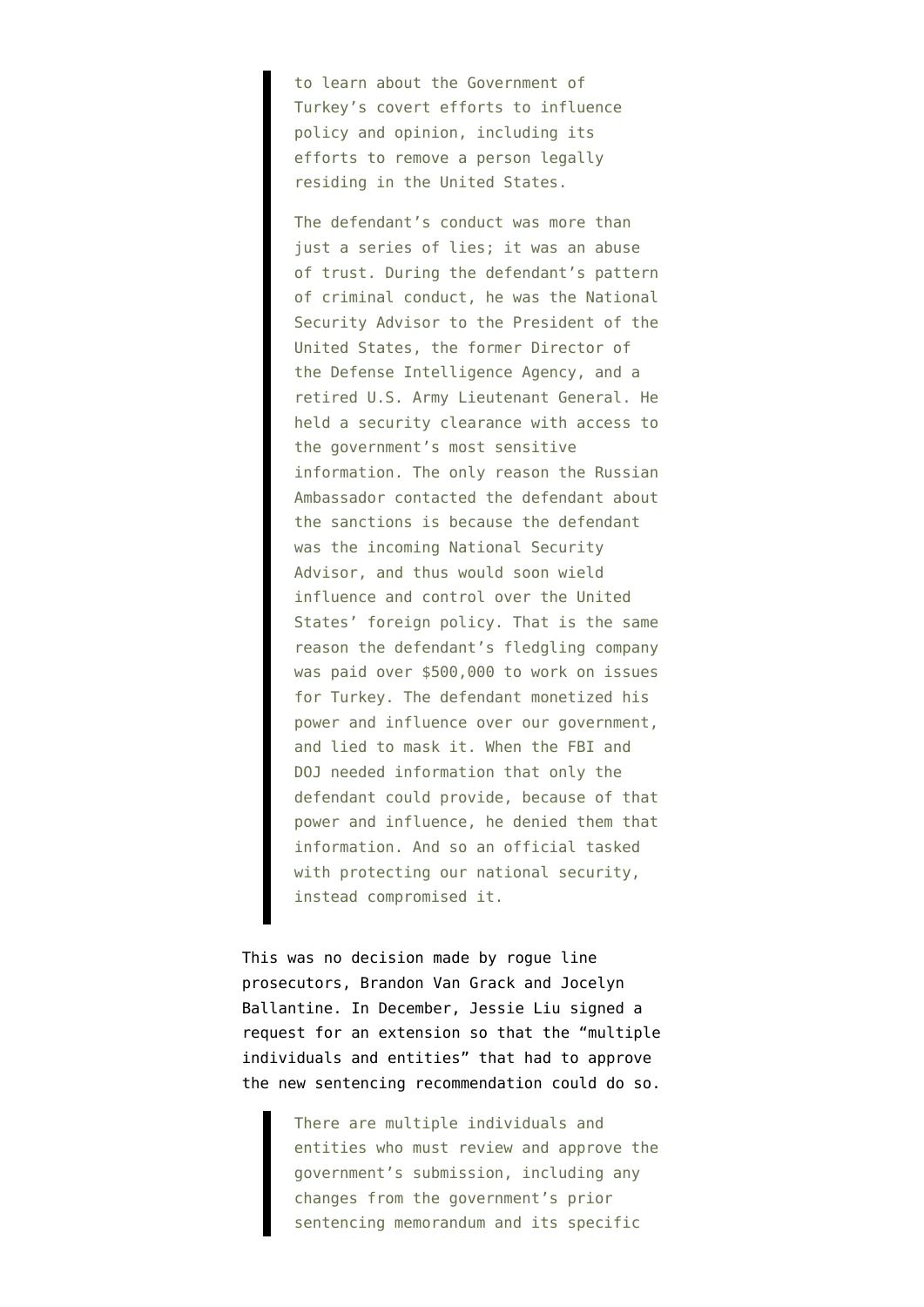> to learn about the Government of Turkey's covert efforts to influence policy and opinion, including its efforts to remove a person legally residing in the United States.
>
> The defendant's conduct was more than just a series of lies; it was an abuse of trust. During the defendant's pattern of criminal conduct, he was the National Security Advisor to the President of the United States, the former Director of the Defense Intelligence Agency, and a retired U.S. Army Lieutenant General. He held a security clearance with access to the government's most sensitive information. The only reason the Russian Ambassador contacted the defendant about the sanctions is because the defendant was the incoming National Security Advisor, and thus would soon wield influence and control over the United States' foreign policy. That is the same reason the defendant's fledgling company was paid over $500,000 to work on issues for Turkey. The defendant monetized his power and influence over our government, and lied to mask it. When the FBI and DOJ needed information that only the defendant could provide, because of that power and influence, he denied them that information. And so an official tasked with protecting our national security, instead compromised it.

This was no decision made by rogue line prosecutors, Brandon Van Grack and Jocelyn Ballantine. In December, Jessie Liu signed a request for an extension so that the "multiple individuals and entities" that had to approve the new sentencing recommendation could do so.

> There are multiple individuals and entities who must review and approve the government's submission, including any changes from the government's prior sentencing memorandum and its specific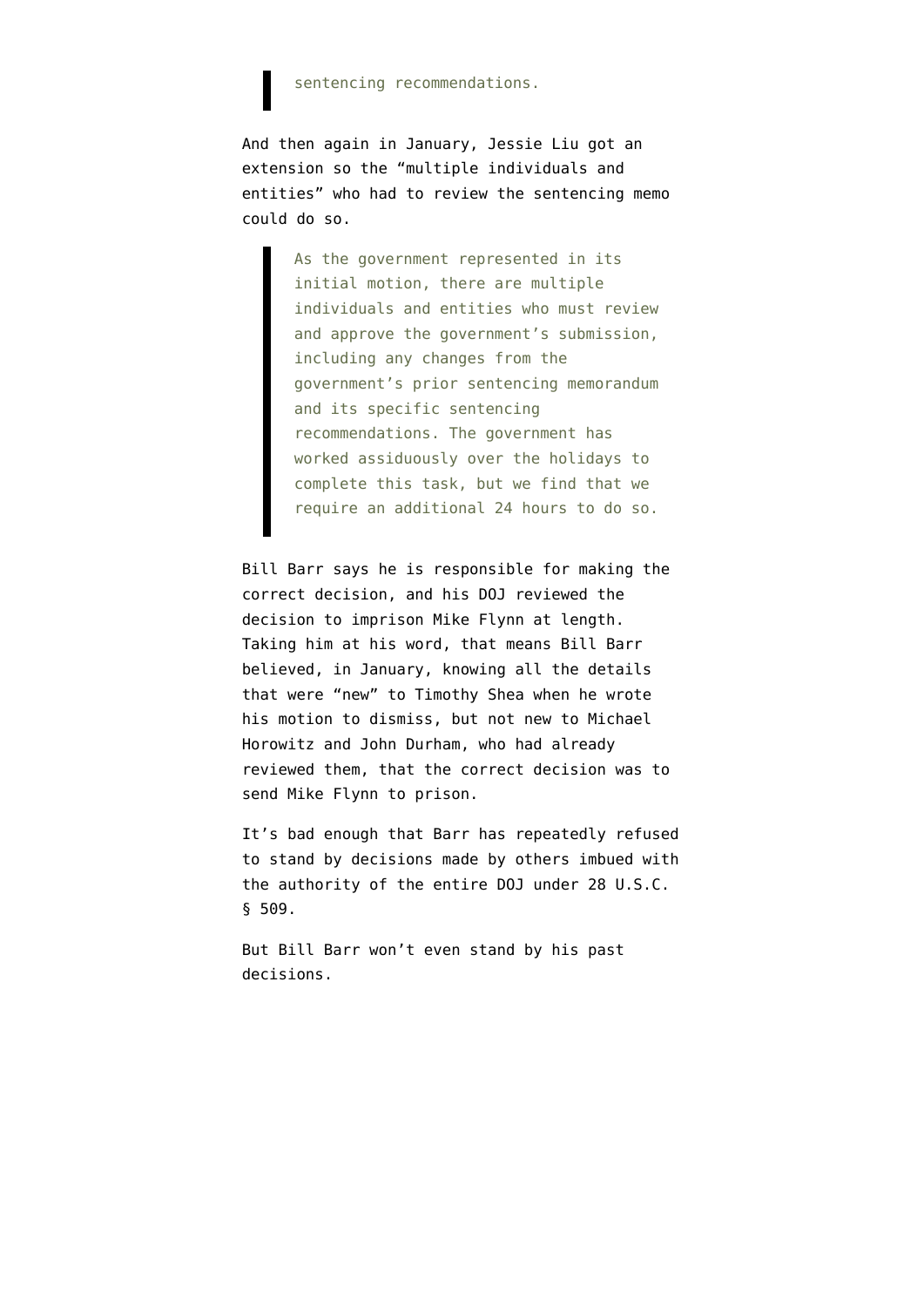> sentencing recommendations.

And then again in January, Jessie Liu got an extension so the "multiple individuals and entities" who had to review the sentencing memo could do so.

> As the government represented in its initial motion, there are multiple individuals and entities who must review and approve the government's submission, including any changes from the government's prior sentencing memorandum and its specific sentencing recommendations. The government has worked assiduously over the holidays to complete this task, but we find that we require an additional 24 hours to do so.

Bill Barr says he is responsible for making the correct decision, and his DOJ reviewed the decision to imprison Mike Flynn at length. Taking him at his word, that means Bill Barr believed, in January, knowing all the details that were "new" to Timothy Shea when he wrote his motion to dismiss, but not new to Michael Horowitz and John Durham, who had already reviewed them, that the correct decision was to send Mike Flynn to prison.

It's bad enough that Barr has repeatedly refused to stand by decisions made by others imbued with the authority of the entire DOJ under 28 U.S.C. § 509.

But Bill Barr won't even stand by his past decisions.